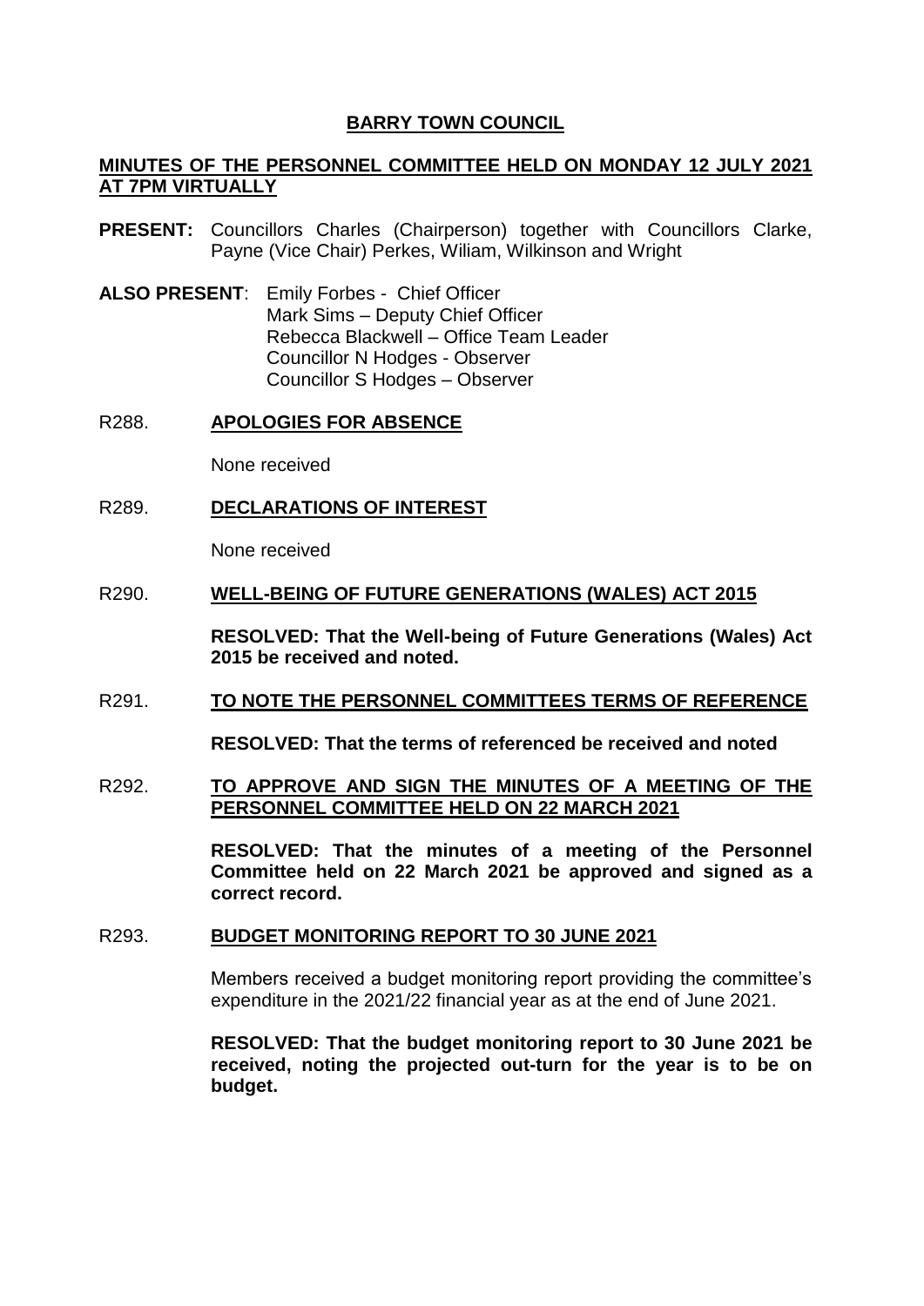# BARRY TOWN COUNCIL

## MINUTES OF THE PERSONNEL COMMITTEE HELD ON MONDAY 12 JULY 2021 AT 7PM VIRTUALLY

**PRESENT:** Councillors Charles (Chairperson) together with Councillors Clarke, Payne (Vice Chair) Perkes, Wiliam, Wilkinson and Wright

**ALSO PRESENT**: Emily Forbes - Chief Officer
Mark Sims – Deputy Chief Officer
Rebecca Blackwell – Office Team Leader
Councillor N Hodges - Observer
Councillor S Hodges – Observer

### R288. APOLOGIES FOR ABSENCE

None received

### R289. DECLARATIONS OF INTEREST

None received

### R290. WELL-BEING OF FUTURE GENERATIONS (WALES) ACT 2015

**RESOLVED: That the Well-being of Future Generations (Wales) Act 2015 be received and noted.**

### R291. TO NOTE THE PERSONNEL COMMITTEES TERMS OF REFERENCE

**RESOLVED: That the terms of referenced be received and noted**

### R292. TO APPROVE AND SIGN THE MINUTES OF A MEETING OF THE PERSONNEL COMMITTEE HELD ON 22 MARCH 2021

**RESOLVED: That the minutes of a meeting of the Personnel Committee held on 22 March 2021 be approved and signed as a correct record.**

### R293. BUDGET MONITORING REPORT TO 30 JUNE 2021

Members received a budget monitoring report providing the committee's expenditure in the 2021/22 financial year as at the end of June 2021.

**RESOLVED: That the budget monitoring report to 30 June 2021 be received, noting the projected out-turn for the year is to be on budget.**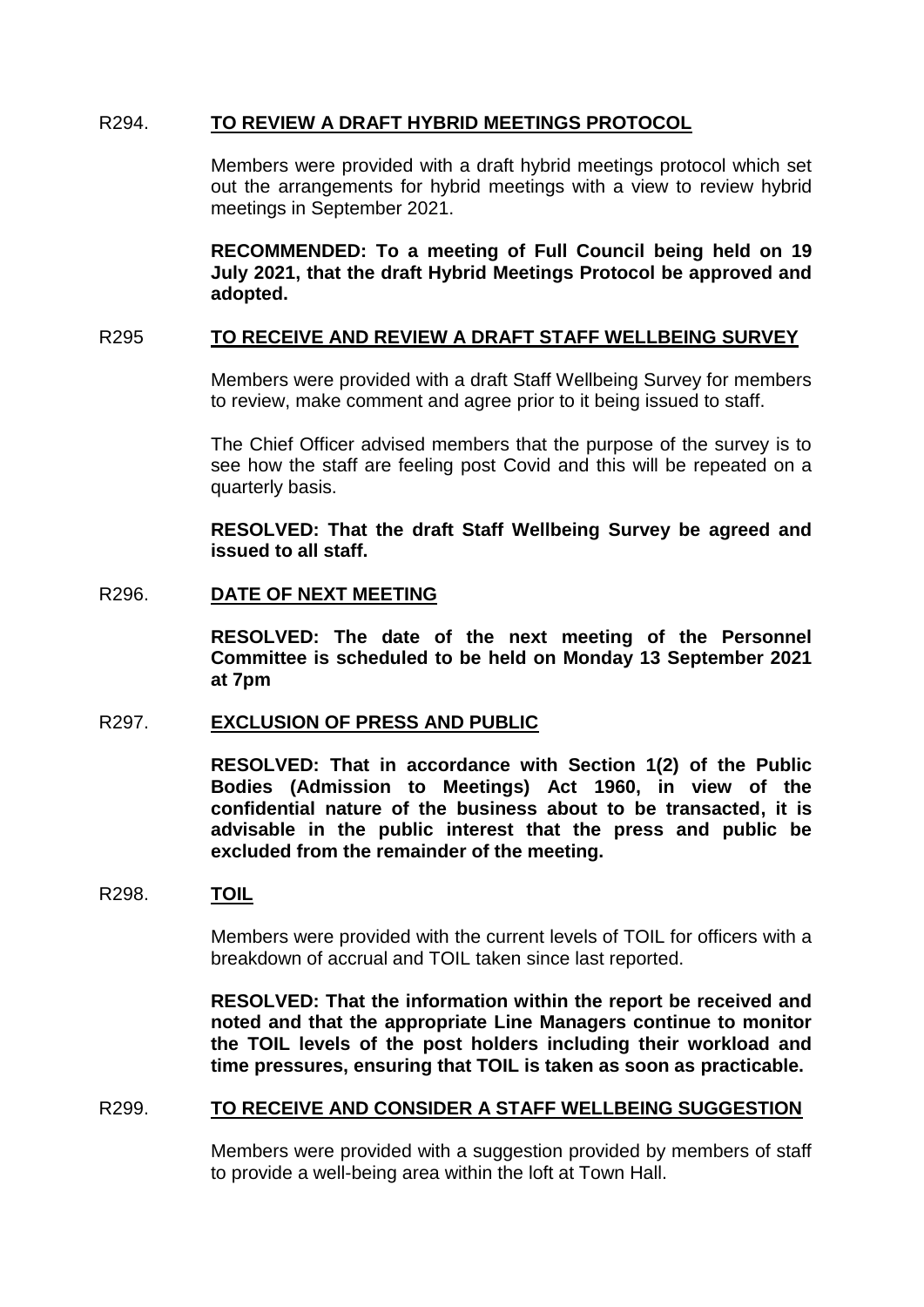R294. **<u>TO REVIEW A DRAFT HYBRID MEETINGS PROTOCOL</u>**

Members were provided with a draft hybrid meetings protocol which set out the arrangements for hybrid meetings with a view to review hybrid meetings in September 2021.

**RECOMMENDED: To a meeting of Full Council being held on 19 July 2021, that the draft Hybrid Meetings Protocol be approved and adopted.**

R295 **<u>TO RECEIVE AND REVIEW A DRAFT STAFF WELLBEING SURVEY</u>**

Members were provided with a draft Staff Wellbeing Survey for members to review, make comment and agree prior to it being issued to staff.

The Chief Officer advised members that the purpose of the survey is to see how the staff are feeling post Covid and this will be repeated on a quarterly basis.

**RESOLVED: That the draft Staff Wellbeing Survey be agreed and issued to all staff.**

R296. **<u>DATE OF NEXT MEETING</u>**

**RESOLVED: The date of the next meeting of the Personnel Committee is scheduled to be held on Monday 13 September 2021 at 7pm**

R297. **<u>EXCLUSION OF PRESS AND PUBLIC</u>**

**RESOLVED: That in accordance with Section 1(2) of the Public Bodies (Admission to Meetings) Act 1960, in view of the confidential nature of the business about to be transacted, it is advisable in the public interest that the press and public be excluded from the remainder of the meeting.**

R298. **<u>TOIL</u>**

Members were provided with the current levels of TOIL for officers with a breakdown of accrual and TOIL taken since last reported.

**RESOLVED: That the information within the report be received and noted and that the appropriate Line Managers continue to monitor the TOIL levels of the post holders including their workload and time pressures, ensuring that TOIL is taken as soon as practicable.**

R299. **<u>TO RECEIVE AND CONSIDER A STAFF WELLBEING SUGGESTION</u>**

Members were provided with a suggestion provided by members of staff to provide a well-being area within the loft at Town Hall.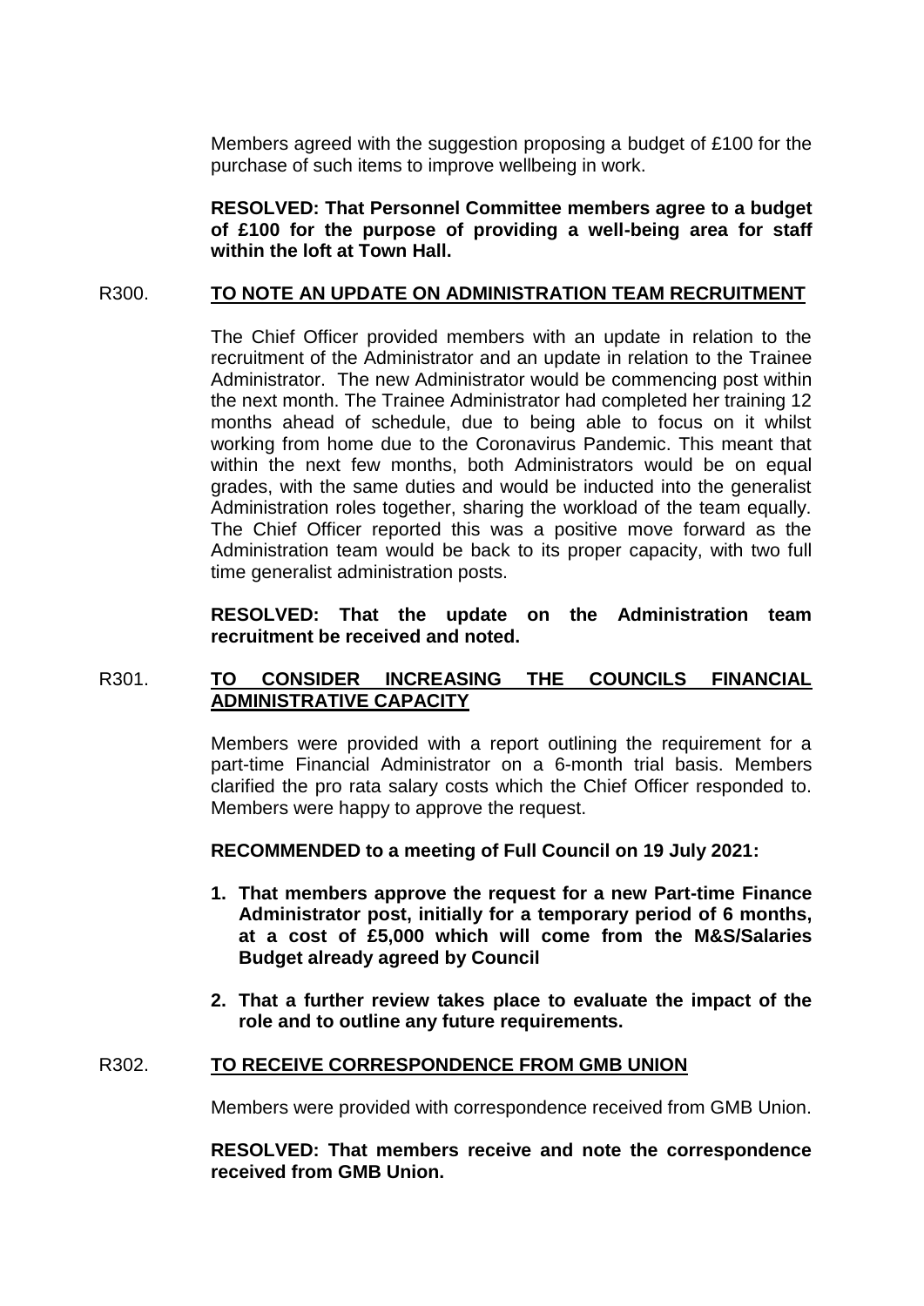Members agreed with the suggestion proposing a budget of £100 for the purchase of such items to improve wellbeing in work.

**RESOLVED: That Personnel Committee members agree to a budget of £100 for the purpose of providing a well-being area for staff within the loft at Town Hall.**

## R300. <u>TO NOTE AN UPDATE ON ADMINISTRATION TEAM RECRUITMENT</u>

The Chief Officer provided members with an update in relation to the recruitment of the Administrator and an update in relation to the Trainee Administrator. The new Administrator would be commencing post within the next month. The Trainee Administrator had completed her training 12 months ahead of schedule, due to being able to focus on it whilst working from home due to the Coronavirus Pandemic. This meant that within the next few months, both Administrators would be on equal grades, with the same duties and would be inducted into the generalist Administration roles together, sharing the workload of the team equally. The Chief Officer reported this was a positive move forward as the Administration team would be back to its proper capacity, with two full time generalist administration posts.

**RESOLVED: That the update on the Administration team recruitment be received and noted.**

## R301. <u>TO CONSIDER INCREASING THE COUNCILS FINANCIAL ADMINISTRATIVE CAPACITY</u>

Members were provided with a report outlining the requirement for a part-time Financial Administrator on a 6-month trial basis. Members clarified the pro rata salary costs which the Chief Officer responded to. Members were happy to approve the request.

**RECOMMENDED to a meeting of Full Council on 19 July 2021:**

1. **That members approve the request for a new Part-time Finance Administrator post, initially for a temporary period of 6 months, at a cost of £5,000 which will come from the M&S/Salaries Budget already agreed by Council**
2. **That a further review takes place to evaluate the impact of the role and to outline any future requirements.**

## R302. <u>TO RECEIVE CORRESPONDENCE FROM GMB UNION</u>

Members were provided with correspondence received from GMB Union.

**RESOLVED: That members receive and note the correspondence received from GMB Union.**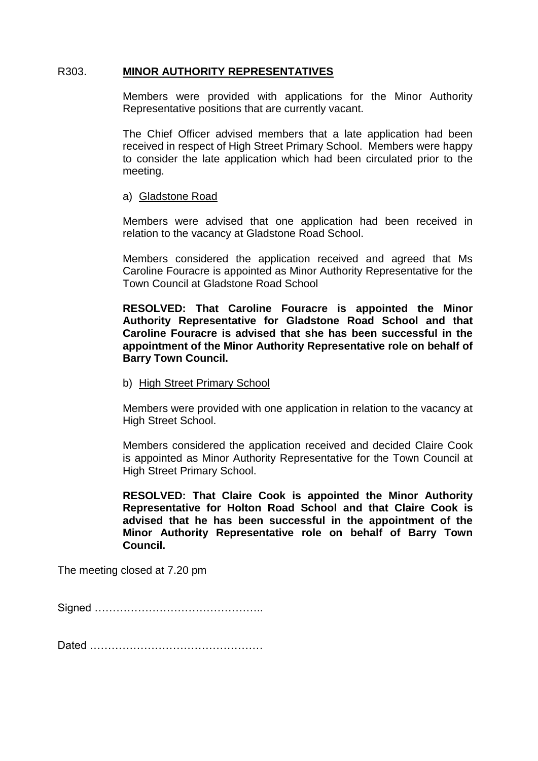R303. **MINOR AUTHORITY REPRESENTATIVES**

Members were provided with applications for the Minor Authority Representative positions that are currently vacant.

The Chief Officer advised members that a late application had been received in respect of High Street Primary School. Members were happy to consider the late application which had been circulated prior to the meeting.

a) Gladstone Road

Members were advised that one application had been received in relation to the vacancy at Gladstone Road School.

Members considered the application received and agreed that Ms Caroline Fouracre is appointed as Minor Authority Representative for the Town Council at Gladstone Road School

**RESOLVED: That Caroline Fouracre is appointed the Minor Authority Representative for Gladstone Road School and that Caroline Fouracre is advised that she has been successful in the appointment of the Minor Authority Representative role on behalf of Barry Town Council.**

b) High Street Primary School

Members were provided with one application in relation to the vacancy at High Street School.

Members considered the application received and decided Claire Cook is appointed as Minor Authority Representative for the Town Council at High Street Primary School.

**RESOLVED: That Claire Cook is appointed the Minor Authority Representative for Holton Road School and that Claire Cook is advised that he has been successful in the appointment of the Minor Authority Representative role on behalf of Barry Town Council.**

The meeting closed at 7.20 pm

Signed ………………………………………..

Dated …………………………………………